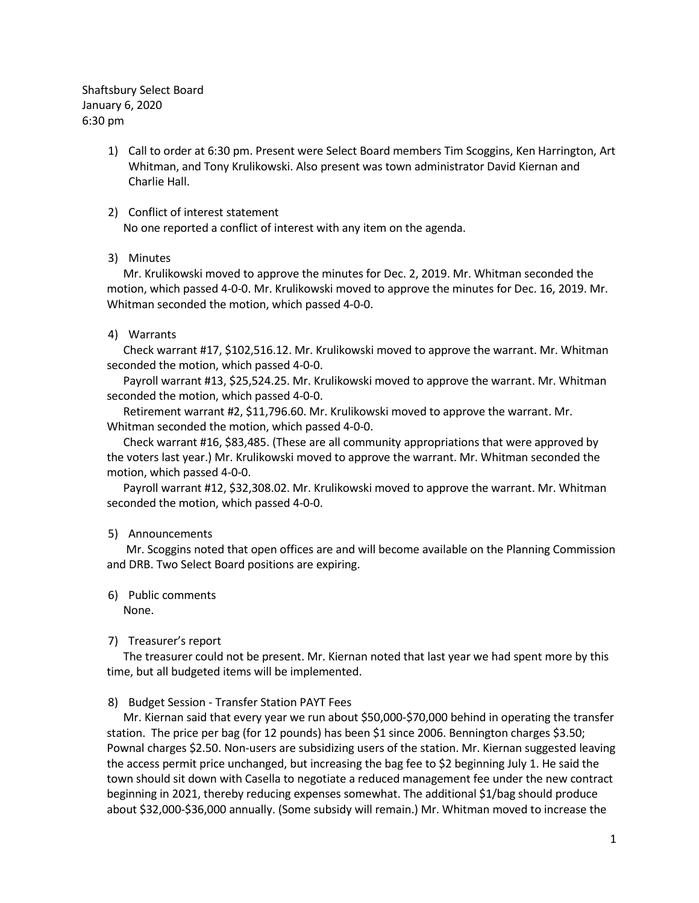Shaftsbury Select Board
January 6, 2020
6:30 pm

1) Call to order at 6:30 pm. Present were Select Board members Tim Scoggins, Ken Harrington, Art Whitman, and Tony Krulikowski. Also present was town administrator David Kiernan and Charlie Hall.

2) Conflict of interest statement
No one reported a conflict of interest with any item on the agenda.

3) Minutes
Mr. Krulikowski moved to approve the minutes for Dec. 2, 2019. Mr. Whitman seconded the motion, which passed 4-0-0. Mr. Krulikowski moved to approve the minutes for Dec. 16, 2019. Mr. Whitman seconded the motion, which passed 4-0-0.

4) Warrants
Check warrant #17, $102,516.12. Mr. Krulikowski moved to approve the warrant. Mr. Whitman seconded the motion, which passed 4-0-0.
Payroll warrant #13, $25,524.25. Mr. Krulikowski moved to approve the warrant. Mr. Whitman seconded the motion, which passed 4-0-0.
Retirement warrant #2, $11,796.60. Mr. Krulikowski moved to approve the warrant. Mr. Whitman seconded the motion, which passed 4-0-0.
Check warrant #16, $83,485. (These are all community appropriations that were approved by the voters last year.) Mr. Krulikowski moved to approve the warrant. Mr. Whitman seconded the motion, which passed 4-0-0.
Payroll warrant #12, $32,308.02. Mr. Krulikowski moved to approve the warrant. Mr. Whitman seconded the motion, which passed 4-0-0.

5) Announcements
Mr. Scoggins noted that open offices are and will become available on the Planning Commission and DRB. Two Select Board positions are expiring.

6) Public comments
None.

7) Treasurer's report
The treasurer could not be present. Mr. Kiernan noted that last year we had spent more by this time, but all budgeted items will be implemented.

8) Budget Session - Transfer Station PAYT Fees
Mr. Kiernan said that every year we run about $50,000-$70,000 behind in operating the transfer station. The price per bag (for 12 pounds) has been $1 since 2006. Bennington charges $3.50; Pownal charges $2.50. Non-users are subsidizing users of the station. Mr. Kiernan suggested leaving the access permit price unchanged, but increasing the bag fee to $2 beginning July 1. He said the town should sit down with Casella to negotiate a reduced management fee under the new contract beginning in 2021, thereby reducing expenses somewhat. The additional $1/bag should produce about $32,000-$36,000 annually. (Some subsidy will remain.) Mr. Whitman moved to increase the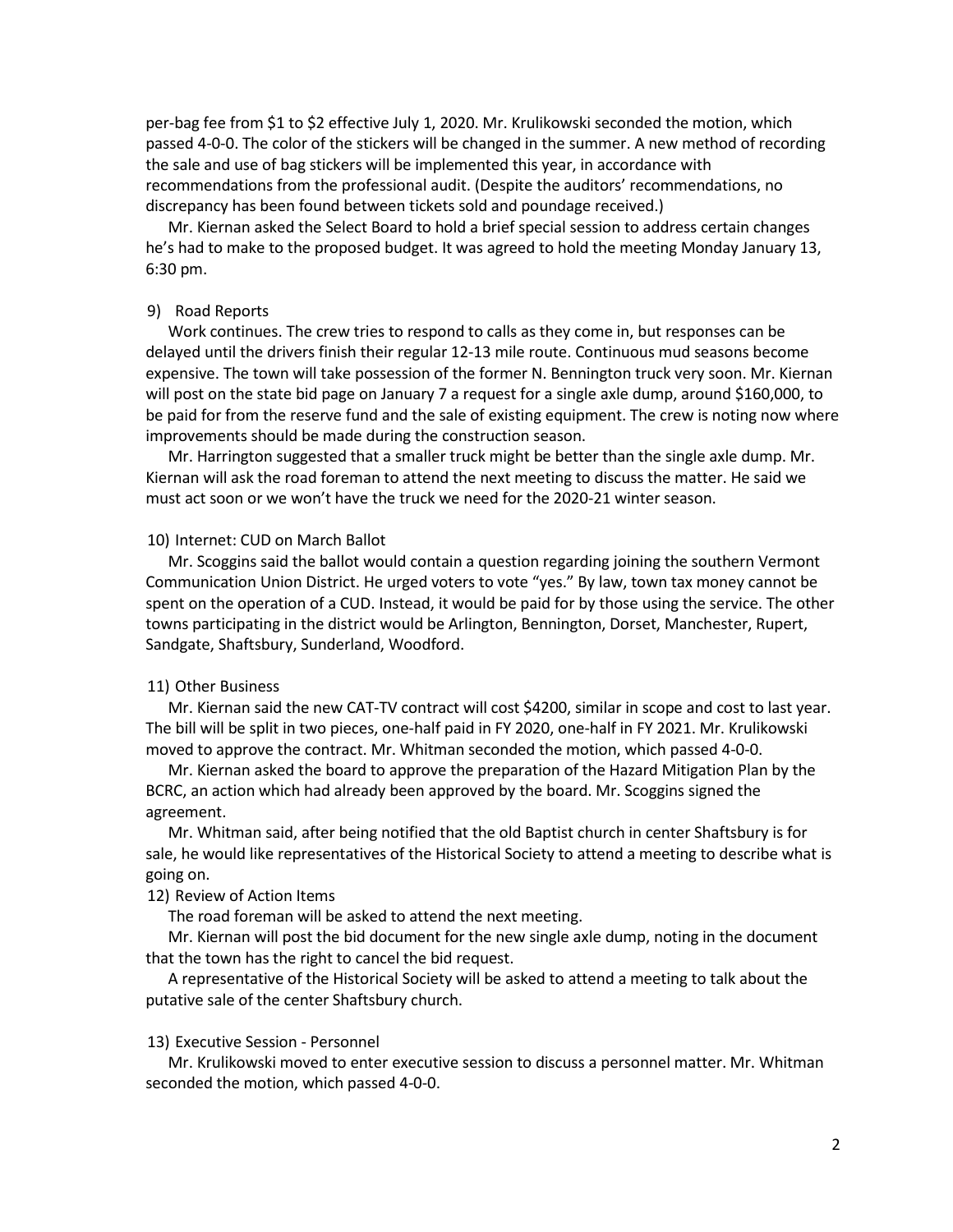per-bag fee from $1 to $2 effective July 1, 2020. Mr. Krulikowski seconded the motion, which passed 4-0-0. The color of the stickers will be changed in the summer. A new method of recording the sale and use of bag stickers will be implemented this year, in accordance with recommendations from the professional audit. (Despite the auditors' recommendations, no discrepancy has been found between tickets sold and poundage received.)

Mr. Kiernan asked the Select Board to hold a brief special session to address certain changes he's had to make to the proposed budget. It was agreed to hold the meeting Monday January 13, 6:30 pm.

9) Road Reports

Work continues. The crew tries to respond to calls as they come in, but responses can be delayed until the drivers finish their regular 12-13 mile route. Continuous mud seasons become expensive. The town will take possession of the former N. Bennington truck very soon. Mr. Kiernan will post on the state bid page on January 7 a request for a single axle dump, around $160,000, to be paid for from the reserve fund and the sale of existing equipment. The crew is noting now where improvements should be made during the construction season.

Mr. Harrington suggested that a smaller truck might be better than the single axle dump. Mr. Kiernan will ask the road foreman to attend the next meeting to discuss the matter. He said we must act soon or we won't have the truck we need for the 2020-21 winter season.

10) Internet: CUD on March Ballot

Mr. Scoggins said the ballot would contain a question regarding joining the southern Vermont Communication Union District. He urged voters to vote "yes." By law, town tax money cannot be spent on the operation of a CUD. Instead, it would be paid for by those using the service. The other towns participating in the district would be Arlington, Bennington, Dorset, Manchester, Rupert, Sandgate, Shaftsbury, Sunderland, Woodford.

11) Other Business

Mr. Kiernan said the new CAT-TV contract will cost $4200, similar in scope and cost to last year. The bill will be split in two pieces, one-half paid in FY 2020, one-half in FY 2021. Mr. Krulikowski moved to approve the contract. Mr. Whitman seconded the motion, which passed 4-0-0.

Mr. Kiernan asked the board to approve the preparation of the Hazard Mitigation Plan by the BCRC, an action which had already been approved by the board. Mr. Scoggins signed the agreement.

Mr. Whitman said, after being notified that the old Baptist church in center Shaftsbury is for sale, he would like representatives of the Historical Society to attend a meeting to describe what is going on.

12) Review of Action Items

The road foreman will be asked to attend the next meeting.

Mr. Kiernan will post the bid document for the new single axle dump, noting in the document that the town has the right to cancel the bid request.

A representative of the Historical Society will be asked to attend a meeting to talk about the putative sale of the center Shaftsbury church.

13) Executive Session - Personnel

Mr. Krulikowski moved to enter executive session to discuss a personnel matter. Mr. Whitman seconded the motion, which passed 4-0-0.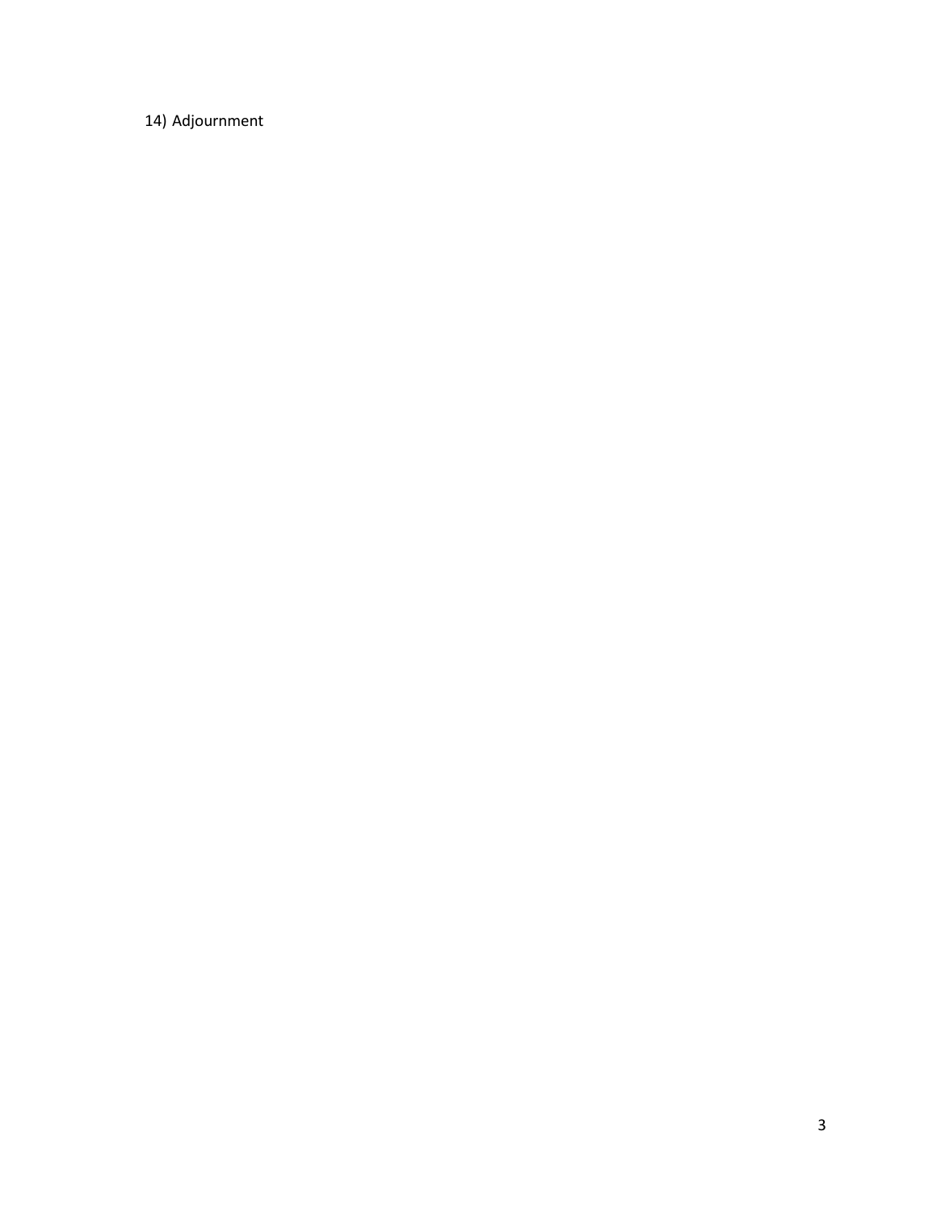14) Adjournment